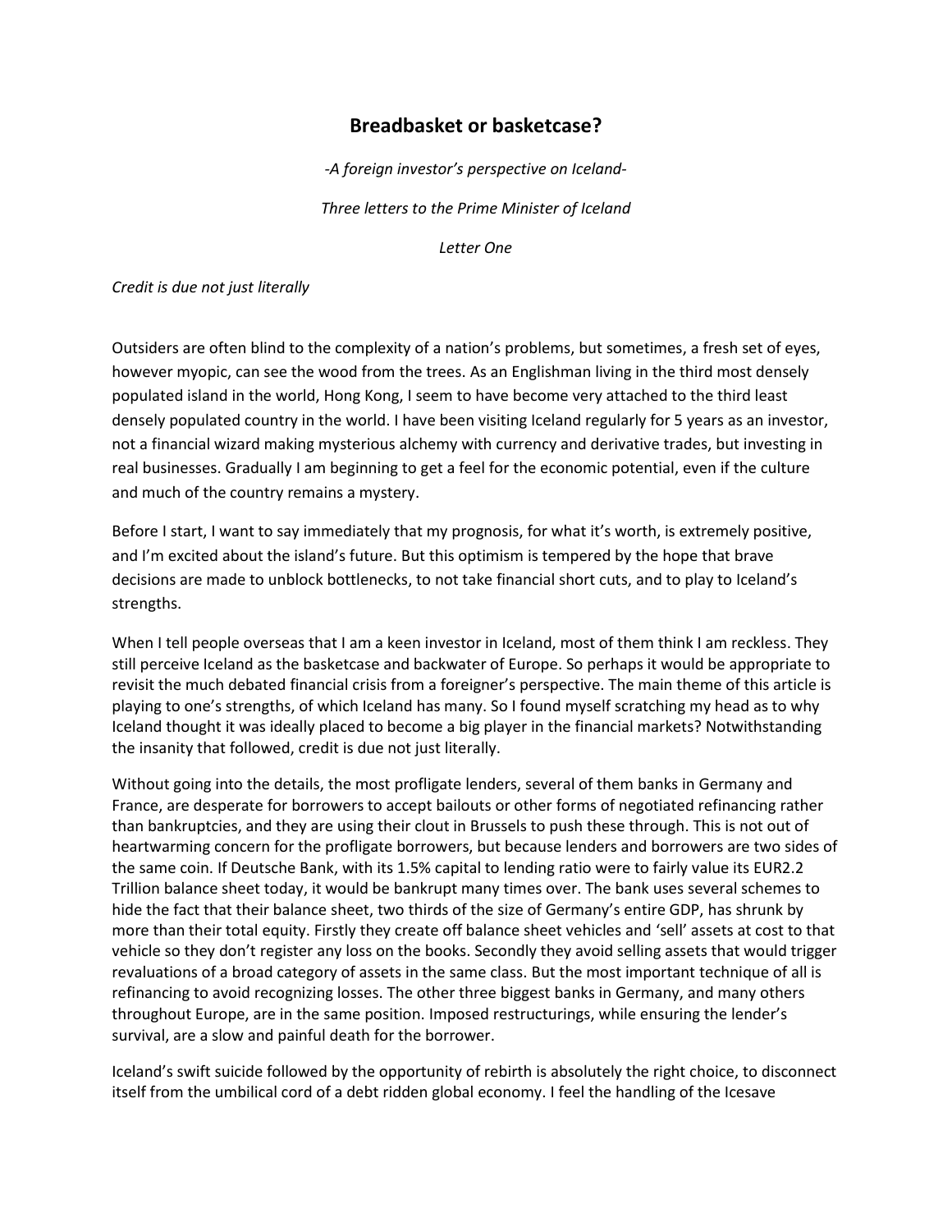# Breadbasket or basketcase?

*-A foreign investor's perspective on Iceland-*

*Three letters to the Prime Minister of Iceland*

*Letter One*

*Credit is due not just literally*

Outsiders are often blind to the complexity of a nation's problems, but sometimes, a fresh set of eyes, however myopic, can see the wood from the trees. As an Englishman living in the third most densely populated island in the world, Hong Kong, I seem to have become very attached to the third least densely populated country in the world. I have been visiting Iceland regularly for 5 years as an investor, not a financial wizard making mysterious alchemy with currency and derivative trades, but investing in real businesses. Gradually I am beginning to get a feel for the economic potential, even if the culture and much of the country remains a mystery.

Before I start, I want to say immediately that my prognosis, for what it's worth, is extremely positive, and I'm excited about the island's future. But this optimism is tempered by the hope that brave decisions are made to unblock bottlenecks, to not take financial short cuts, and to play to Iceland's strengths.

When I tell people overseas that I am a keen investor in Iceland, most of them think I am reckless. They still perceive Iceland as the basketcase and backwater of Europe. So perhaps it would be appropriate to revisit the much debated financial crisis from a foreigner's perspective. The main theme of this article is playing to one's strengths, of which Iceland has many. So I found myself scratching my head as to why Iceland thought it was ideally placed to become a big player in the financial markets? Notwithstanding the insanity that followed, credit is due not just literally.

Without going into the details, the most profligate lenders, several of them banks in Germany and France, are desperate for borrowers to accept bailouts or other forms of negotiated refinancing rather than bankruptcies, and they are using their clout in Brussels to push these through. This is not out of heartwarming concern for the profligate borrowers, but because lenders and borrowers are two sides of the same coin. If Deutsche Bank, with its 1.5% capital to lending ratio were to fairly value its EUR2.2 Trillion balance sheet today, it would be bankrupt many times over. The bank uses several schemes to hide the fact that their balance sheet, two thirds of the size of Germany's entire GDP, has shrunk by more than their total equity. Firstly they create off balance sheet vehicles and 'sell' assets at cost to that vehicle so they don't register any loss on the books. Secondly they avoid selling assets that would trigger revaluations of a broad category of assets in the same class. But the most important technique of all is refinancing to avoid recognizing losses. The other three biggest banks in Germany, and many others throughout Europe, are in the same position. Imposed restructurings, while ensuring the lender's survival, are a slow and painful death for the borrower.

Iceland's swift suicide followed by the opportunity of rebirth is absolutely the right choice, to disconnect itself from the umbilical cord of a debt ridden global economy. I feel the handling of the Icesave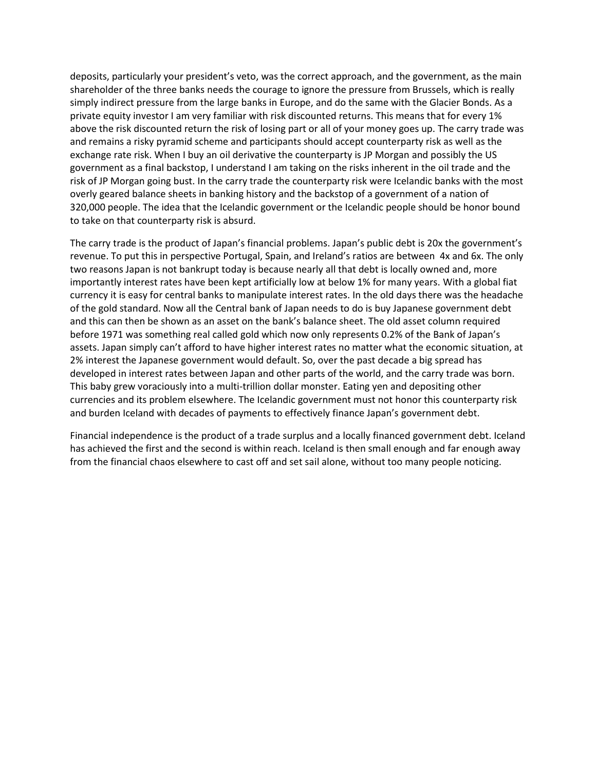deposits, particularly your president's veto, was the correct approach, and the government, as the main shareholder of the three banks needs the courage to ignore the pressure from Brussels, which is really simply indirect pressure from the large banks in Europe, and do the same with the Glacier Bonds. As a private equity investor I am very familiar with risk discounted returns. This means that for every 1% above the risk discounted return the risk of losing part or all of your money goes up. The carry trade was and remains a risky pyramid scheme and participants should accept counterparty risk as well as the exchange rate risk. When I buy an oil derivative the counterparty is JP Morgan and possibly the US government as a final backstop, I understand I am taking on the risks inherent in the oil trade and the risk of JP Morgan going bust. In the carry trade the counterparty risk were Icelandic banks with the most overly geared balance sheets in banking history and the backstop of a government of a nation of 320,000 people. The idea that the Icelandic government or the Icelandic people should be honor bound to take on that counterparty risk is absurd.

The carry trade is the product of Japan's financial problems. Japan's public debt is 20x the government's revenue. To put this in perspective Portugal, Spain, and Ireland's ratios are between 4x and 6x. The only two reasons Japan is not bankrupt today is because nearly all that debt is locally owned and, more importantly interest rates have been kept artificially low at below 1% for many years. With a global fiat currency it is easy for central banks to manipulate interest rates. In the old days there was the headache of the gold standard. Now all the Central bank of Japan needs to do is buy Japanese government debt and this can then be shown as an asset on the bank's balance sheet. The old asset column required before 1971 was something real called gold which now only represents 0.2% of the Bank of Japan's assets. Japan simply can't afford to have higher interest rates no matter what the economic situation, at 2% interest the Japanese government would default. So, over the past decade a big spread has developed in interest rates between Japan and other parts of the world, and the carry trade was born. This baby grew voraciously into a multi-trillion dollar monster. Eating yen and depositing other currencies and its problem elsewhere. The Icelandic government must not honor this counterparty risk and burden Iceland with decades of payments to effectively finance Japan's government debt.

Financial independence is the product of a trade surplus and a locally financed government debt. Iceland has achieved the first and the second is within reach. Iceland is then small enough and far enough away from the financial chaos elsewhere to cast off and set sail alone, without too many people noticing.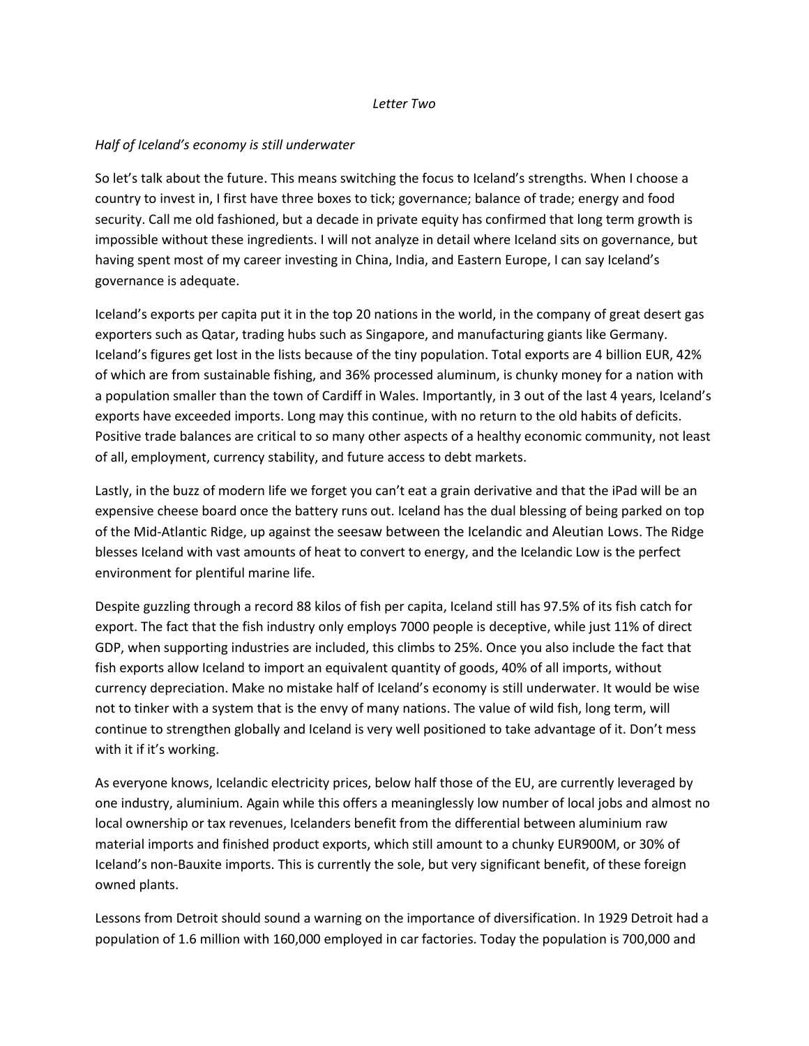*Letter Two*

*Half of Iceland's economy is still underwater*

So let's talk about the future. This means switching the focus to Iceland's strengths. When I choose a country to invest in, I first have three boxes to tick; governance; balance of trade; energy and food security. Call me old fashioned, but a decade in private equity has confirmed that long term growth is impossible without these ingredients. I will not analyze in detail where Iceland sits on governance, but having spent most of my career investing in China, India, and Eastern Europe, I can say Iceland's governance is adequate.

Iceland's exports per capita put it in the top 20 nations in the world, in the company of great desert gas exporters such as Qatar, trading hubs such as Singapore, and manufacturing giants like Germany. Iceland's figures get lost in the lists because of the tiny population. Total exports are 4 billion EUR, 42% of which are from sustainable fishing, and 36% processed aluminum, is chunky money for a nation with a population smaller than the town of Cardiff in Wales. Importantly, in 3 out of the last 4 years, Iceland's exports have exceeded imports. Long may this continue, with no return to the old habits of deficits. Positive trade balances are critical to so many other aspects of a healthy economic community, not least of all, employment, currency stability, and future access to debt markets.

Lastly, in the buzz of modern life we forget you can't eat a grain derivative and that the iPad will be an expensive cheese board once the battery runs out. Iceland has the dual blessing of being parked on top of the Mid-Atlantic Ridge, up against the seesaw between the Icelandic and Aleutian Lows. The Ridge blesses Iceland with vast amounts of heat to convert to energy, and the Icelandic Low is the perfect environment for plentiful marine life.

Despite guzzling through a record 88 kilos of fish per capita, Iceland still has 97.5% of its fish catch for export. The fact that the fish industry only employs 7000 people is deceptive, while just 11% of direct GDP, when supporting industries are included, this climbs to 25%. Once you also include the fact that fish exports allow Iceland to import an equivalent quantity of goods, 40% of all imports, without currency depreciation. Make no mistake half of Iceland's economy is still underwater. It would be wise not to tinker with a system that is the envy of many nations. The value of wild fish, long term, will continue to strengthen globally and Iceland is very well positioned to take advantage of it. Don't mess with it if it's working.

As everyone knows, Icelandic electricity prices, below half those of the EU, are currently leveraged by one industry, aluminium. Again while this offers a meaninglessly low number of local jobs and almost no local ownership or tax revenues, Icelanders benefit from the differential between aluminium raw material imports and finished product exports, which still amount to a chunky EUR900M, or 30% of Iceland's non-Bauxite imports. This is currently the sole, but very significant benefit, of these foreign owned plants.

Lessons from Detroit should sound a warning on the importance of diversification. In 1929 Detroit had a population of 1.6 million with 160,000 employed in car factories. Today the population is 700,000 and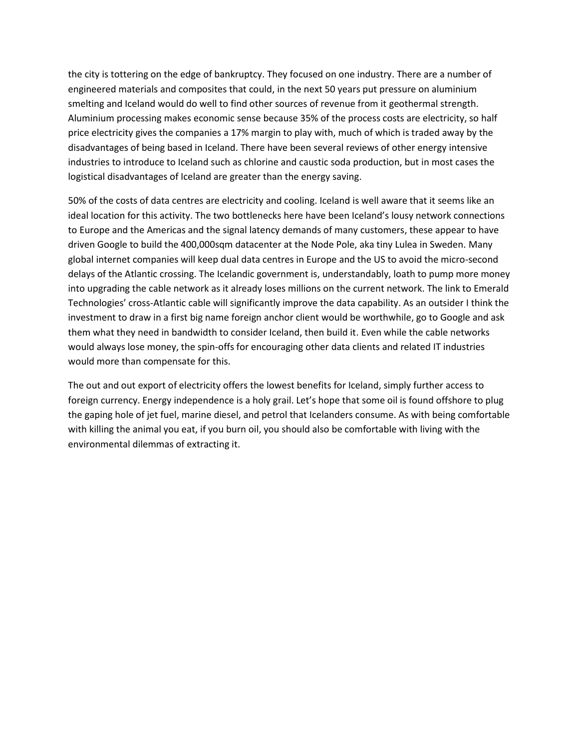the city is tottering on the edge of bankruptcy. They focused on one industry. There are a number of engineered materials and composites that could, in the next 50 years put pressure on aluminium smelting and Iceland would do well to find other sources of revenue from it geothermal strength. Aluminium processing makes economic sense because 35% of the process costs are electricity, so half price electricity gives the companies a 17% margin to play with, much of which is traded away by the disadvantages of being based in Iceland. There have been several reviews of other energy intensive industries to introduce to Iceland such as chlorine and caustic soda production, but in most cases the logistical disadvantages of Iceland are greater than the energy saving.

50% of the costs of data centres are electricity and cooling. Iceland is well aware that it seems like an ideal location for this activity. The two bottlenecks here have been Iceland's lousy network connections to Europe and the Americas and the signal latency demands of many customers, these appear to have driven Google to build the 400,000sqm datacenter at the Node Pole, aka tiny Lulea in Sweden. Many global internet companies will keep dual data centres in Europe and the US to avoid the micro-second delays of the Atlantic crossing. The Icelandic government is, understandably, loath to pump more money into upgrading the cable network as it already loses millions on the current network. The link to Emerald Technologies' cross-Atlantic cable will significantly improve the data capability. As an outsider I think the investment to draw in a first big name foreign anchor client would be worthwhile, go to Google and ask them what they need in bandwidth to consider Iceland, then build it. Even while the cable networks would always lose money, the spin-offs for encouraging other data clients and related IT industries would more than compensate for this.

The out and out export of electricity offers the lowest benefits for Iceland, simply further access to foreign currency. Energy independence is a holy grail. Let's hope that some oil is found offshore to plug the gaping hole of jet fuel, marine diesel, and petrol that Icelanders consume. As with being comfortable with killing the animal you eat, if you burn oil, you should also be comfortable with living with the environmental dilemmas of extracting it.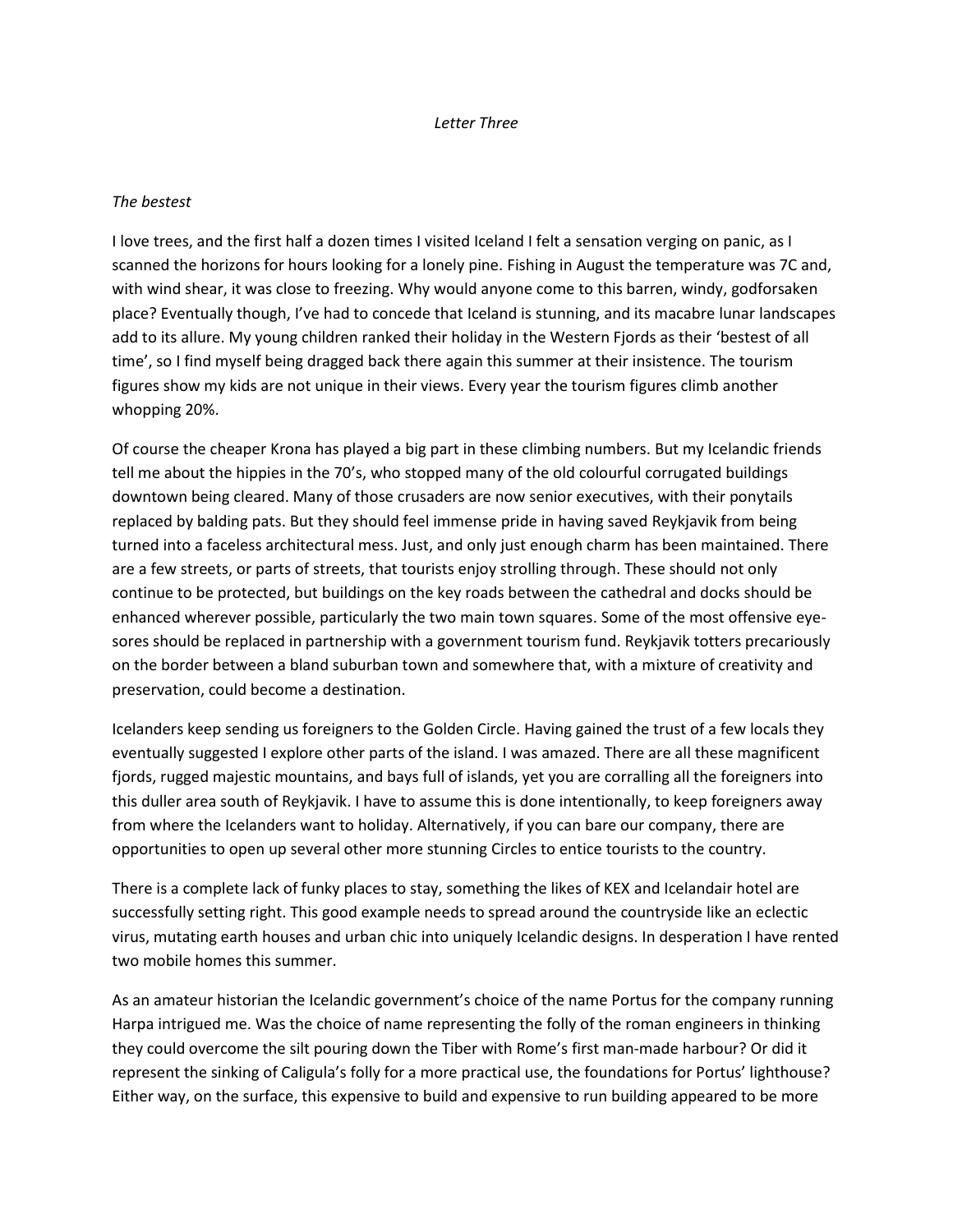*Letter Three*

*The bestest*

I love trees, and the first half a dozen times I visited Iceland I felt a sensation verging on panic, as I scanned the horizons for hours looking for a lonely pine. Fishing in August the temperature was 7C and, with wind shear, it was close to freezing. Why would anyone come to this barren, windy, godforsaken place? Eventually though, I've had to concede that Iceland is stunning, and its macabre lunar landscapes add to its allure. My young children ranked their holiday in the Western Fjords as their 'bestest of all time', so I find myself being dragged back there again this summer at their insistence. The tourism figures show my kids are not unique in their views. Every year the tourism figures climb another whopping 20%.

Of course the cheaper Krona has played a big part in these climbing numbers. But my Icelandic friends tell me about the hippies in the 70's, who stopped many of the old colourful corrugated buildings downtown being cleared. Many of those crusaders are now senior executives, with their ponytails replaced by balding pats. But they should feel immense pride in having saved Reykjavik from being turned into a faceless architectural mess. Just, and only just enough charm has been maintained. There are a few streets, or parts of streets, that tourists enjoy strolling through. These should not only continue to be protected, but buildings on the key roads between the cathedral and docks should be enhanced wherever possible, particularly the two main town squares. Some of the most offensive eye-sores should be replaced in partnership with a government tourism fund. Reykjavik totters precariously on the border between a bland suburban town and somewhere that, with a mixture of creativity and preservation, could become a destination.

Icelanders keep sending us foreigners to the Golden Circle. Having gained the trust of a few locals they eventually suggested I explore other parts of the island. I was amazed. There are all these magnificent fjords, rugged majestic mountains, and bays full of islands, yet you are corralling all the foreigners into this duller area south of Reykjavik. I have to assume this is done intentionally, to keep foreigners away from where the Icelanders want to holiday. Alternatively, if you can bare our company, there are opportunities to open up several other more stunning Circles to entice tourists to the country.

There is a complete lack of funky places to stay, something the likes of KEX and Icelandair hotel are successfully setting right. This good example needs to spread around the countryside like an eclectic virus, mutating earth houses and urban chic into uniquely Icelandic designs. In desperation I have rented two mobile homes this summer.

As an amateur historian the Icelandic government's choice of the name Portus for the company running Harpa intrigued me. Was the choice of name representing the folly of the roman engineers in thinking they could overcome the silt pouring down the Tiber with Rome's first man-made harbour? Or did it represent the sinking of Caligula's folly for a more practical use, the foundations for Portus' lighthouse? Either way, on the surface, this expensive to build and expensive to run building appeared to be more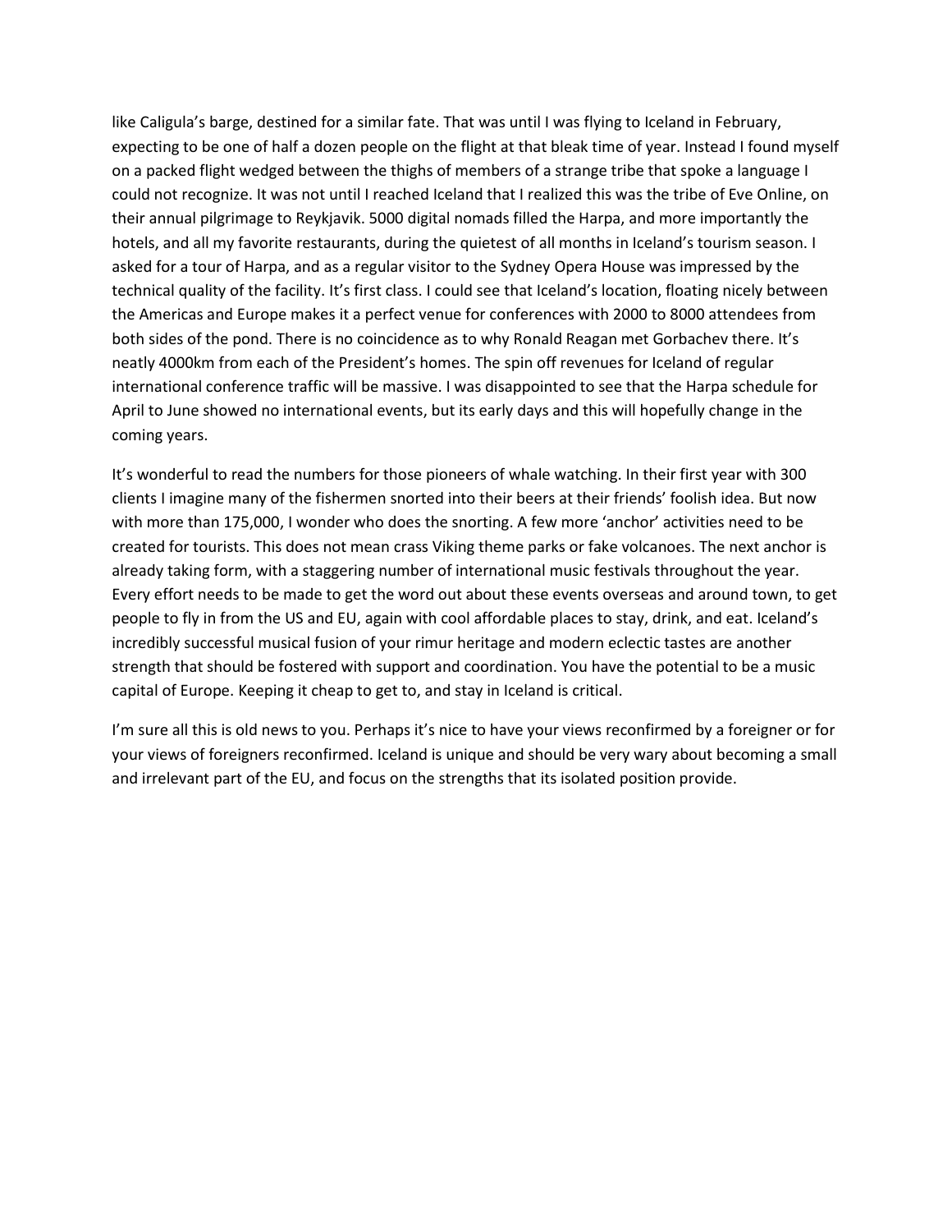like Caligula's barge, destined for a similar fate. That was until I was flying to Iceland in February, expecting to be one of half a dozen people on the flight at that bleak time of year. Instead I found myself on a packed flight wedged between the thighs of members of a strange tribe that spoke a language I could not recognize. It was not until I reached Iceland that I realized this was the tribe of Eve Online, on their annual pilgrimage to Reykjavik. 5000 digital nomads filled the Harpa, and more importantly the hotels, and all my favorite restaurants, during the quietest of all months in Iceland's tourism season. I asked for a tour of Harpa, and as a regular visitor to the Sydney Opera House was impressed by the technical quality of the facility. It's first class. I could see that Iceland's location, floating nicely between the Americas and Europe makes it a perfect venue for conferences with 2000 to 8000 attendees from both sides of the pond. There is no coincidence as to why Ronald Reagan met Gorbachev there. It's neatly 4000km from each of the President's homes. The spin off revenues for Iceland of regular international conference traffic will be massive. I was disappointed to see that the Harpa schedule for April to June showed no international events, but its early days and this will hopefully change in the coming years.

It's wonderful to read the numbers for those pioneers of whale watching. In their first year with 300 clients I imagine many of the fishermen snorted into their beers at their friends' foolish idea. But now with more than 175,000, I wonder who does the snorting. A few more 'anchor' activities need to be created for tourists. This does not mean crass Viking theme parks or fake volcanoes. The next anchor is already taking form, with a staggering number of international music festivals throughout the year. Every effort needs to be made to get the word out about these events overseas and around town, to get people to fly in from the US and EU, again with cool affordable places to stay, drink, and eat. Iceland's incredibly successful musical fusion of your rimur heritage and modern eclectic tastes are another strength that should be fostered with support and coordination. You have the potential to be a music capital of Europe. Keeping it cheap to get to, and stay in Iceland is critical.

I'm sure all this is old news to you. Perhaps it's nice to have your views reconfirmed by a foreigner or for your views of foreigners reconfirmed. Iceland is unique and should be very wary about becoming a small and irrelevant part of the EU, and focus on the strengths that its isolated position provide.